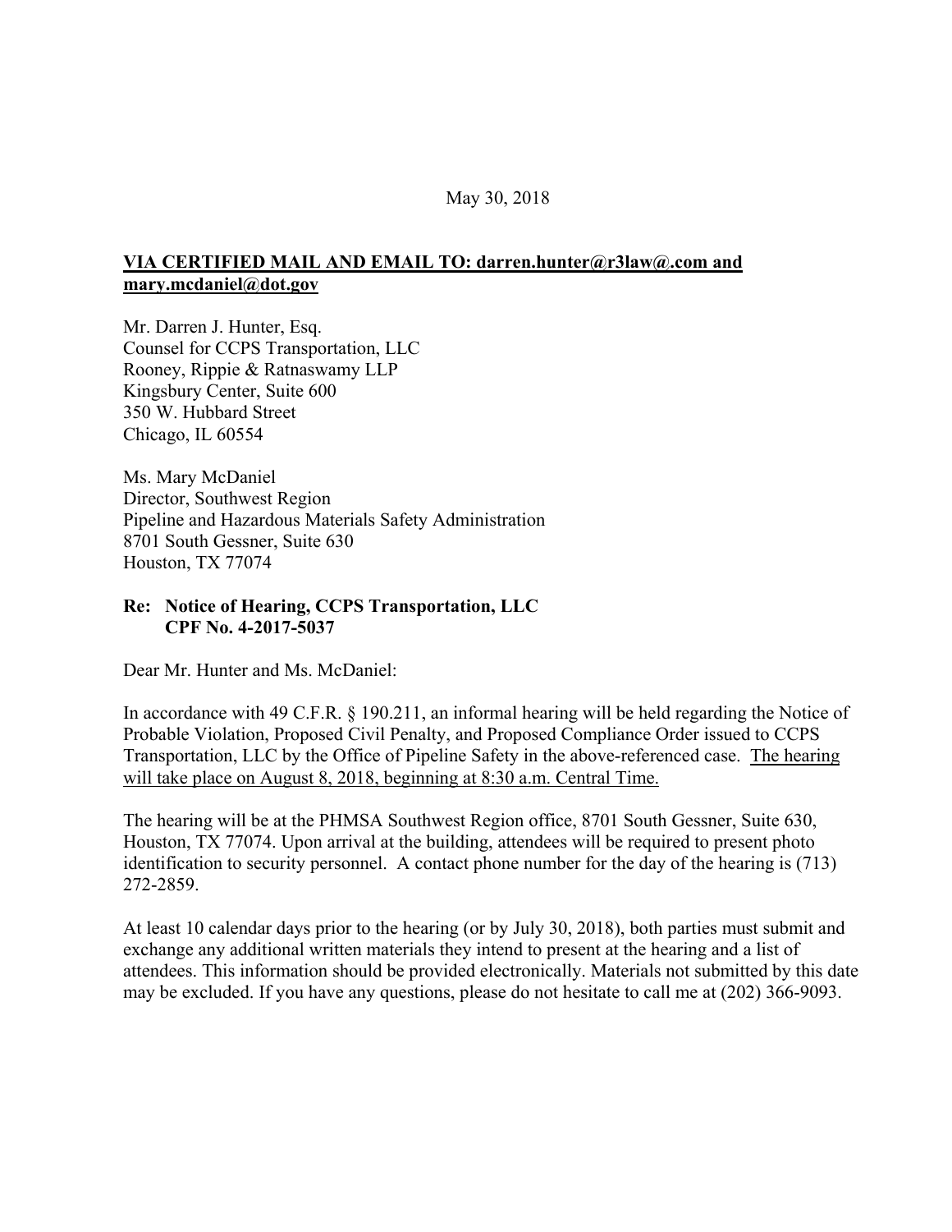May 30, 2018

**VIA CERTIFIED MAIL AND EMAIL TO: darren.hunter@r3law@.com and mary.mcdaniel@dot.gov**

Mr. Darren J. Hunter, Esq.
Counsel for CCPS Transportation, LLC
Rooney, Rippie & Ratnaswamy LLP
Kingsbury Center, Suite 600
350 W. Hubbard Street
Chicago, IL 60554

Ms. Mary McDaniel
Director, Southwest Region
Pipeline and Hazardous Materials Safety Administration
8701 South Gessner, Suite 630
Houston, TX 77074

**Re: Notice of Hearing, CCPS Transportation, LLC**
**CPF No. 4-2017-5037**

Dear Mr. Hunter and Ms. McDaniel:

In accordance with 49 C.F.R. § 190.211, an informal hearing will be held regarding the Notice of Probable Violation, Proposed Civil Penalty, and Proposed Compliance Order issued to CCPS Transportation, LLC by the Office of Pipeline Safety in the above-referenced case. The hearing will take place on August 8, 2018, beginning at 8:30 a.m. Central Time.

The hearing will be at the PHMSA Southwest Region office, 8701 South Gessner, Suite 630, Houston, TX 77074. Upon arrival at the building, attendees will be required to present photo identification to security personnel. A contact phone number for the day of the hearing is (713) 272-2859.

At least 10 calendar days prior to the hearing (or by July 30, 2018), both parties must submit and exchange any additional written materials they intend to present at the hearing and a list of attendees. This information should be provided electronically. Materials not submitted by this date may be excluded. If you have any questions, please do not hesitate to call me at (202) 366-9093.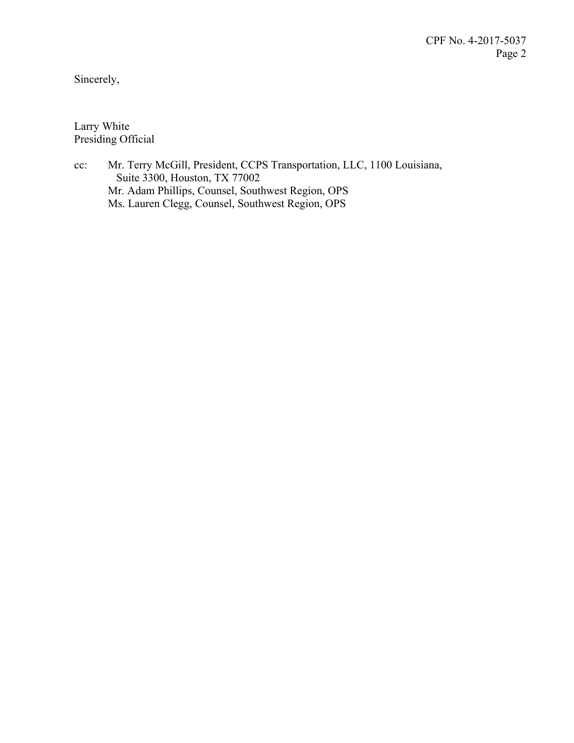Sincerely,

Larry White
Presiding Official

cc: Mr. Terry McGill, President, CCPS Transportation, LLC, 1100 Louisiana, Suite 3300, Houston, TX 77002
Mr. Adam Phillips, Counsel, Southwest Region, OPS
Ms. Lauren Clegg, Counsel, Southwest Region, OPS